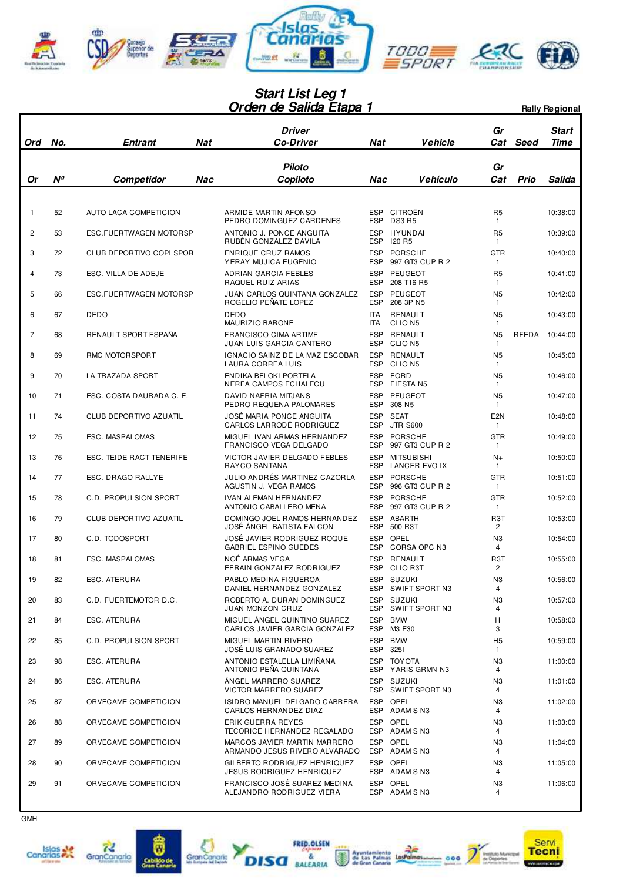# Start List Leg 1
# Orden de Salida Etapa 1

**Rally Regional**

| Ord / Or | No. / Nº | Entrant / Competidor | Nat / Nac | Driver / Co-Driver (Piloto / Copiloto) | Nat / Nac | Vehicle / Vehículo | Gr Cat | Seed / Prio | Start Time / Salida |
|---|---|---|---|---|---|---|---|---|---|
| 1 | 52 | AUTO LACA COMPETICION | | ARMIDE MARTIN AFONSO<br>PEDRO DOMINGUEZ CARDENES | ESP<br>ESP | CITROËN<br>DS3 R5 | R5<br>1 | | 10:38:00 |
| 2 | 53 | ESC.FUERTWAGEN MOTORSP | | ANTONIO J. PONCE ANGUITA<br>RUBÉN GONZALEZ DAVILA | ESP<br>ESP | HYUNDAI<br>I20 R5 | R5<br>1 | | 10:39:00 |
| 3 | 72 | CLUB DEPORTIVO COPI SPOR | | ENRIQUE CRUZ RAMOS<br>YERAY MUJICA EUGENIO | ESP<br>ESP | PORSCHE<br>997 GT3 CUP R 2 | GTR<br>1 | | 10:40:00 |
| 4 | 73 | ESC. VILLA DE ADEJE | | ADRIAN GARCIA FEBLES<br>RAQUEL RUIZ ARIAS | ESP<br>ESP | PEUGEOT<br>208 T16 R5 | R5<br>1 | | 10:41:00 |
| 5 | 66 | ESC.FUERTWAGEN MOTORSP | | JUAN CARLOS QUINTANA GONZALEZ<br>ROGELIO PEÑATE LOPEZ | ESP<br>ESP | PEUGEOT<br>208 3P N5 | N5<br>1 | | 10:42:00 |
| 6 | 67 | DEDO | | DEDO<br>MAURIZIO BARONE | ITA<br>ITA | RENAULT<br>CLIO N5 | N5<br>1 | | 10:43:00 |
| 7 | 68 | RENAULT SPORT ESPAÑA | | FRANCISCO CIMA ARTIME<br>JUAN LUIS GARCIA CANTERO | ESP<br>ESP | RENAULT<br>CLIO N5 | N5<br>1 | RFEDA | 10:44:00 |
| 8 | 69 | RMC MOTORSPORT | | IGNACIO SAINZ DE LA MAZ ESCOBAR<br>LAURA CORREA LUIS | ESP<br>ESP | RENAULT<br>CLIO N5 | N5<br>1 | | 10:45:00 |
| 9 | 70 | LA TRAZADA SPORT | | ENDIKA BELOKI PORTELA<br>NEREA CAMPOS ECHALECU | ESP<br>ESP | FORD<br>FIESTA N5 | N5<br>1 | | 10:46:00 |
| 10 | 71 | ESC. COSTA DAURADA C. E. | | DAVID NAFRIA MITJANS<br>PEDRO REQUENA PALOMARES | ESP<br>ESP | PEUGEOT<br>308 N5 | N5<br>1 | | 10:47:00 |
| 11 | 74 | CLUB DEPORTIVO AZUATIL | | JOSÉ MARIA PONCE ANGUITA<br>CARLOS LARRODÉ RODRIGUEZ | ESP<br>ESP | SEAT<br>JTR S600 | E2N<br>1 | | 10:48:00 |
| 12 | 75 | ESC. MASPALOMAS | | MIGUEL IVAN ARMAS HERNANDEZ<br>FRANCISCO VEGA DELGADO | ESP<br>ESP | PORSCHE<br>997 GT3 CUP R 2 | GTR<br>1 | | 10:49:00 |
| 13 | 76 | ESC. TEIDE RACT TENERIFE | | VICTOR JAVIER DELGADO FEBLES<br>RAYCO SANTANA | ESP<br>ESP | MITSUBISHI<br>LANCER EVO IX | N+<br>1 | | 10:50:00 |
| 14 | 77 | ESC. DRAGO RALLYE | | JULIO ANDRÉS MARTINEZ CAZORLA<br>AGUSTIN J. VEGA RAMOS | ESP<br>ESP | PORSCHE<br>996 GT3 CUP R 2 | GTR<br>1 | | 10:51:00 |
| 15 | 78 | C.D. PROPULSION SPORT | | IVAN ALEMAN HERNANDEZ<br>ANTONIO CABALLERO MENA | ESP<br>ESP | PORSCHE<br>997 GT3 CUP R 2 | GTR<br>1 | | 10:52:00 |
| 16 | 79 | CLUB DEPORTIVO AZUATIL | | DOMINGO JOEL RAMOS HERNANDEZ<br>JOSÉ ÁNGEL BATISTA FALCON | ESP<br>ESP | ABARTH<br>500 R3T | R3T<br>2 | | 10:53:00 |
| 17 | 80 | C.D. TODOSPORT | | JOSÉ JAVIER RODRIGUEZ ROQUE<br>GABRIEL ESPINO GUEDES | ESP<br>ESP | OPEL<br>CORSA OPC N3 | N3<br>4 | | 10:54:00 |
| 18 | 81 | ESC. MASPALOMAS | | NOÉ ARMAS VEGA<br>EFRAIN GONZALEZ RODRIGUEZ | ESP<br>ESP | RENAULT<br>CLIO R3T | R3T<br>2 | | 10:55:00 |
| 19 | 82 | ESC. ATERURA | | PABLO MEDINA FIGUEROA<br>DANIEL HERNANDEZ GONZALEZ | ESP<br>ESP | SUZUKI<br>SWIFT SPORT N3 | N3<br>4 | | 10:56:00 |
| 20 | 83 | C.D. FUERTEMOTOR D.C. | | ROBERTO A. DURAN DOMINGUEZ<br>JUAN MONZON CRUZ | ESP<br>ESP | SUZUKI<br>SWIFT SPORT N3 | N3<br>4 | | 10:57:00 |
| 21 | 84 | ESC. ATERURA | | MIGUEL ÁNGEL QUINTINO SUAREZ<br>CARLOS JAVIER GARCIA GONZALEZ | ESP<br>ESP | BMW<br>M3 E30 | H<br>3 | | 10:58:00 |
| 22 | 85 | C.D. PROPULSION SPORT | | MIGUEL MARTIN RIVERO<br>JOSÉ LUIS GRANADO SUAREZ | ESP<br>ESP | BMW<br>325I | H5<br>1 | | 10:59:00 |
| 23 | 98 | ESC. ATERURA | | ANTONIO ESTALELLA LIMIÑANA<br>ANTONIO PEÑA QUINTANA | ESP<br>ESP | TOYOTA<br>YARIS GRMN N3 | N3<br>4 | | 11:00:00 |
| 24 | 86 | ESC. ATERURA | | ÁNGEL MARRERO SUAREZ<br>VICTOR MARRERO SUAREZ | ESP<br>ESP | SUZUKI<br>SWIFT SPORT N3 | N3<br>4 | | 11:01:00 |
| 25 | 87 | ORVECAME COMPETICION | | ISIDRO MANUEL DELGADO CABRERA<br>CARLOS HERNANDEZ DIAZ | ESP<br>ESP | OPEL<br>ADAM S N3 | N3<br>4 | | 11:02:00 |
| 26 | 88 | ORVECAME COMPETICION | | ERIK GUERRA REYES<br>TECORICE HERNANDEZ REGALADO | ESP<br>ESP | OPEL<br>ADAM S N3 | N3<br>4 | | 11:03:00 |
| 27 | 89 | ORVECAME COMPETICION | | MARCOS JAVIER MARTIN MARRERO<br>ARMANDO JESUS RIVERO ALVARADO | ESP<br>ESP | OPEL<br>ADAM S N3 | N3<br>4 | | 11:04:00 |
| 28 | 90 | ORVECAME COMPETICION | | GILBERTO RODRIGUEZ HENRIQUEZ<br>JESUS RODRIGUEZ HENRIQUEZ | ESP<br>ESP | OPEL<br>ADAM S N3 | N3<br>4 | | 11:05:00 |
| 29 | 91 | ORVECAME COMPETICION | | FRANCISCO JOSÉ SUAREZ MEDINA<br>ALEJANDRO RODRIGUEZ VIERA | ESP<br>ESP | OPEL<br>ADAM S N3 | N3<br>4 | | 11:06:00 |

GMH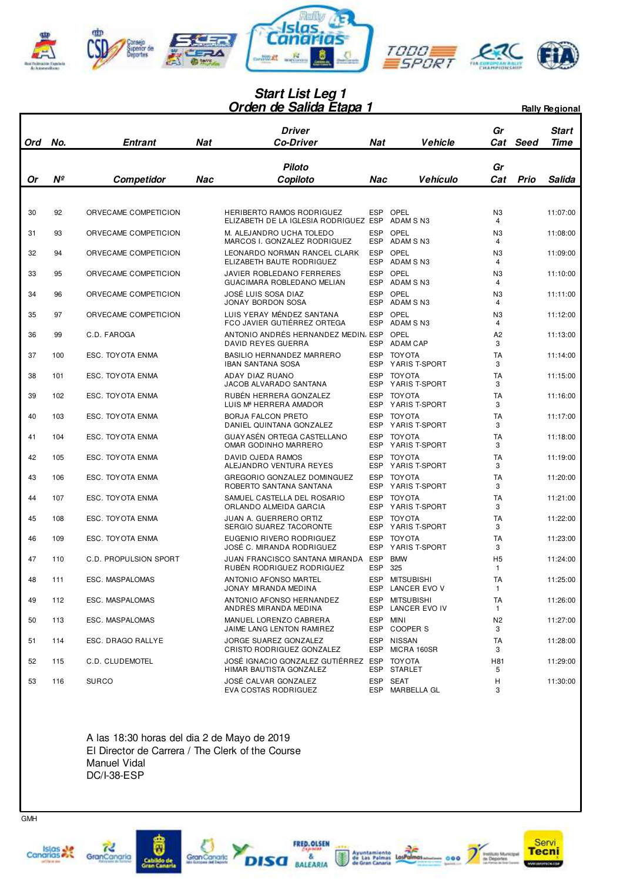# Start List Leg 1
# Orden de Salida Etapa 1

**Rally Regional**

| Ord / Or | No. / Nº | Entrant / Competidor | Nat / Nac | Driver / Co-Driver (Piloto / Copiloto) | Nat / Nac | Vehicle / Vehículo | Gr Cat | Seed / Prio | Start Time / Salida |
|---|---|---|---|---|---|---|---|---|---|
| 30 | 92 | ORVECAME COMPETICION | | HERIBERTO RAMOS RODRIGUEZ<br>ELIZABETH DE LA IGLESIA RODRIGUEZ | ESP<br>ESP | OPEL<br>ADAM S N3 | N3<br>4 | | 11:07:00 |
| 31 | 93 | ORVECAME COMPETICION | | M. ALEJANDRO UCHA TOLEDO<br>MARCOS I. GONZALEZ RODRIGUEZ | ESP<br>ESP | OPEL<br>ADAM S N3 | N3<br>4 | | 11:08:00 |
| 32 | 94 | ORVECAME COMPETICION | | LEONARDO NORMAN RANCEL CLARK<br>ELIZABETH BAUTE RODRIGUEZ | ESP<br>ESP | OPEL<br>ADAM S N3 | N3<br>4 | | 11:09:00 |
| 33 | 95 | ORVECAME COMPETICION | | JAVIER ROBLEDANO FERRERES<br>GUACIMARA ROBLEDANO MELIAN | ESP<br>ESP | OPEL<br>ADAM S N3 | N3<br>4 | | 11:10:00 |
| 34 | 96 | ORVECAME COMPETICION | | JOSÉ LUIS SOSA DIAZ<br>JONAY BORDON SOSA | ESP<br>ESP | OPEL<br>ADAM S N3 | N3<br>4 | | 11:11:00 |
| 35 | 97 | ORVECAME COMPETICION | | LUIS YERAY MÉNDEZ SANTANA<br>FCO JAVIER GUTIÉRREZ ORTEGA | ESP<br>ESP | OPEL<br>ADAM S N3 | N3<br>4 | | 11:12:00 |
| 36 | 99 | C.D. FAROGA | | ANTONIO ANDRÉS HERNANDEZ MEDIN.<br>DAVID REYES GUERRA | ESP<br>ESP | OPEL<br>ADAM CAP | A2<br>3 | | 11:13:00 |
| 37 | 100 | ESC. TOYOTA ENMA | | BASILIO HERNANDEZ MARRERO<br>IBAN SANTANA SOSA | ESP<br>ESP | TOYOTA<br>YARIS T-SPORT | TA<br>3 | | 11:14:00 |
| 38 | 101 | ESC. TOYOTA ENMA | | ADAY DIAZ RUANO<br>JACOB ALVARADO SANTANA | ESP<br>ESP | TOYOTA<br>YARIS T-SPORT | TA<br>3 | | 11:15:00 |
| 39 | 102 | ESC. TOYOTA ENMA | | RUBÉN HERRERA GONZALEZ<br>LUIS Mª HERRERA AMADOR | ESP<br>ESP | TOYOTA<br>YARIS T-SPORT | TA<br>3 | | 11:16:00 |
| 40 | 103 | ESC. TOYOTA ENMA | | BORJA FALCON PRETO<br>DANIEL QUINTANA GONZALEZ | ESP<br>ESP | TOYOTA<br>YARIS T-SPORT | TA<br>3 | | 11:17:00 |
| 41 | 104 | ESC. TOYOTA ENMA | | GUAYASÉN ORTEGA CASTELLANO<br>OMAR GODINHO MARRERO | ESP<br>ESP | TOYOTA<br>YARIS T-SPORT | TA<br>3 | | 11:18:00 |
| 42 | 105 | ESC. TOYOTA ENMA | | DAVID OJEDA RAMOS<br>ALEJANDRO VENTURA REYES | ESP<br>ESP | TOYOTA<br>YARIS T-SPORT | TA<br>3 | | 11:19:00 |
| 43 | 106 | ESC. TOYOTA ENMA | | GREGORIO GONZALEZ DOMINGUEZ<br>ROBERTO SANTANA SANTANA | ESP<br>ESP | TOYOTA<br>YARIS T-SPORT | TA<br>3 | | 11:20:00 |
| 44 | 107 | ESC. TOYOTA ENMA | | SAMUEL CASTELLA DEL ROSARIO<br>ORLANDO ALMEIDA GARCIA | ESP<br>ESP | TOYOTA<br>YARIS T-SPORT | TA<br>3 | | 11:21:00 |
| 45 | 108 | ESC. TOYOTA ENMA | | JUAN A. GUERRERO ORTIZ<br>SERGIO SUAREZ TACORONTE | ESP<br>ESP | TOYOTA<br>YARIS T-SPORT | TA<br>3 | | 11:22:00 |
| 46 | 109 | ESC. TOYOTA ENMA | | EUGENIO RIVERO RODRIGUEZ<br>JOSÉ C. MIRANDA RODRIGUEZ | ESP<br>ESP | TOYOTA<br>YARIS T-SPORT | TA<br>3 | | 11:23:00 |
| 47 | 110 | C.D. PROPULSION SPORT | | JUAN FRANCISCO SANTANA MIRANDA<br>RUBÉN RODRIGUEZ RODRIGUEZ | ESP<br>ESP | BMW<br>325 | H5<br>1 | | 11:24:00 |
| 48 | 111 | ESC. MASPALOMAS | | ANTONIO AFONSO MARTEL<br>JONAY MIRANDA MEDINA | ESP<br>ESP | MITSUBISHI<br>LANCER EVO V | TA<br>1 | | 11:25:00 |
| 49 | 112 | ESC. MASPALOMAS | | ANTONIO AFONSO HERNANDEZ<br>ANDRÉS MIRANDA MEDINA | ESP<br>ESP | MITSUBISHI<br>LANCER EVO IV | TA<br>1 | | 11:26:00 |
| 50 | 113 | ESC. MASPALOMAS | | MANUEL LORENZO CABRERA<br>JAIME LANG LENTON RAMIREZ | ESP<br>ESP | MINI<br>COOPER S | N2<br>3 | | 11:27:00 |
| 51 | 114 | ESC. DRAGO RALLYE | | JORGE SUAREZ GONZALEZ<br>CRISTO RODRIGUEZ GONZALEZ | ESP<br>ESP | NISSAN<br>MICRA 160SR | TA<br>3 | | 11:28:00 |
| 52 | 115 | C.D. CLUDEMOTEL | | JOSÉ IGNACIO GONZALEZ GUTIÉRREZ<br>HIMAR BAUTISTA GONZALEZ | ESP<br>ESP | TOYOTA<br>STARLET | H81<br>5 | | 11:29:00 |
| 53 | 116 | SURCO | | JOSÉ CALVAR GONZALEZ<br>EVA COSTAS RODRIGUEZ | ESP<br>ESP | SEAT<br>MARBELLA GL | H<br>3 | | 11:30:00 |

A las 18:30 horas del dia 2 de Mayo de 2019
El Director de Carrera / The Clerk of the Course
Manuel Vidal
DC/I-38-ESP

GMH